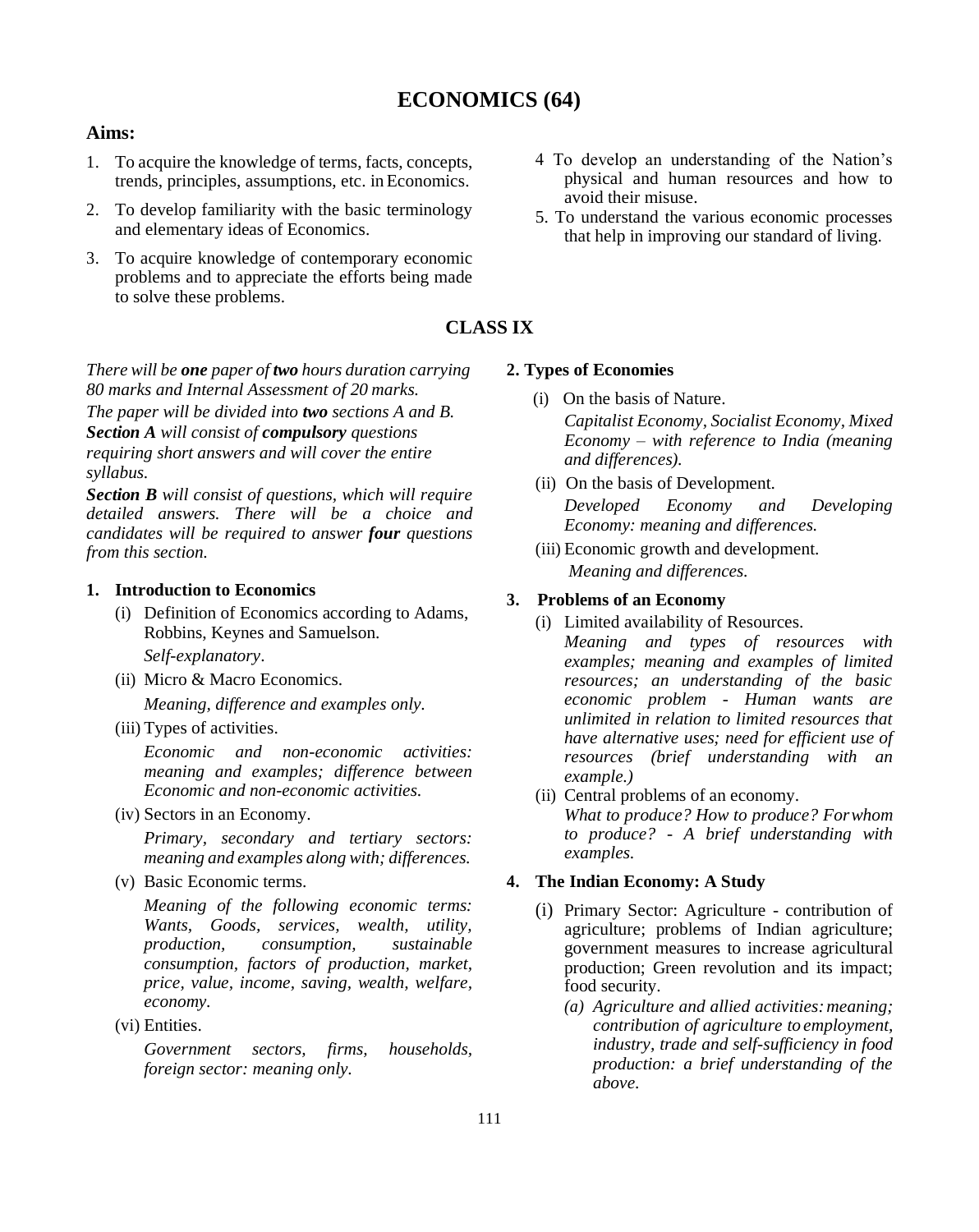# ECONOMICS (64)

**Aims:**

1. To acquire the knowledge of terms, facts, concepts, trends, principles, assumptions, etc. in Economics.
2. To develop familiarity with the basic terminology and elementary ideas of Economics.
3. To acquire knowledge of contemporary economic problems and to appreciate the efforts being made to solve these problems.
4. To develop an understanding of the Nation's physical and human resources and how to avoid their misuse.
5. To understand the various economic processes that help in improving our standard of living.

## CLASS IX

*There will be* ***one*** *paper of* ***two*** *hours duration carrying 80 marks and Internal Assessment of 20 marks.*

*The paper will be divided into* ***two*** *sections A and B.*

***Section A*** *will consist of* ***compulsory*** *questions requiring short answers and will cover the entire syllabus.*

***Section B*** *will consist of questions, which will require detailed answers. There will be a choice and candidates will be required to answer* ***four*** *questions from this section.*

**1. Introduction to Economics**

(i) Definition of Economics according to Adams, Robbins, Keynes and Samuelson.

*Self-explanatory*.

(ii) Micro & Macro Economics.

*Meaning, difference and examples only.*

(iii) Types of activities.

*Economic and non-economic activities: meaning and examples; difference between Economic and non-economic activities.*

(iv) Sectors in an Economy.

*Primary, secondary and tertiary sectors: meaning and examples along with; differences.*

(v) Basic Economic terms.

*Meaning of the following economic terms: Wants, Goods, services, wealth, utility, production, consumption, sustainable consumption, factors of production, market, price, value, income, saving, wealth, welfare, economy.*

(vi) Entities.

*Government sectors, firms, households, foreign sector: meaning only.*

**2. Types of Economies**

(i) On the basis of Nature.

*Capitalist Economy, Socialist Economy, Mixed Economy – with reference to India (meaning and differences).*

(ii) On the basis of Development.

*Developed Economy and Developing Economy: meaning and differences.*

(iii) Economic growth and development.

*Meaning and differences.*

**3. Problems of an Economy**

(i) Limited availability of Resources.

*Meaning and types of resources with examples; meaning and examples of limited resources; an understanding of the basic economic problem - Human wants are unlimited in relation to limited resources that have alternative uses; need for efficient use of resources (brief understanding with an example.)*

(ii) Central problems of an economy.

*What to produce? How to produce? For whom to produce? - A brief understanding with examples.*

**4. The Indian Economy: A Study**

(i) Primary Sector: Agriculture - contribution of agriculture; problems of Indian agriculture; government measures to increase agricultural production; Green revolution and its impact; food security.

*(a) Agriculture and allied activities: meaning; contribution of agriculture to employment, industry, trade and self-sufficiency in food production: a brief understanding of the above.*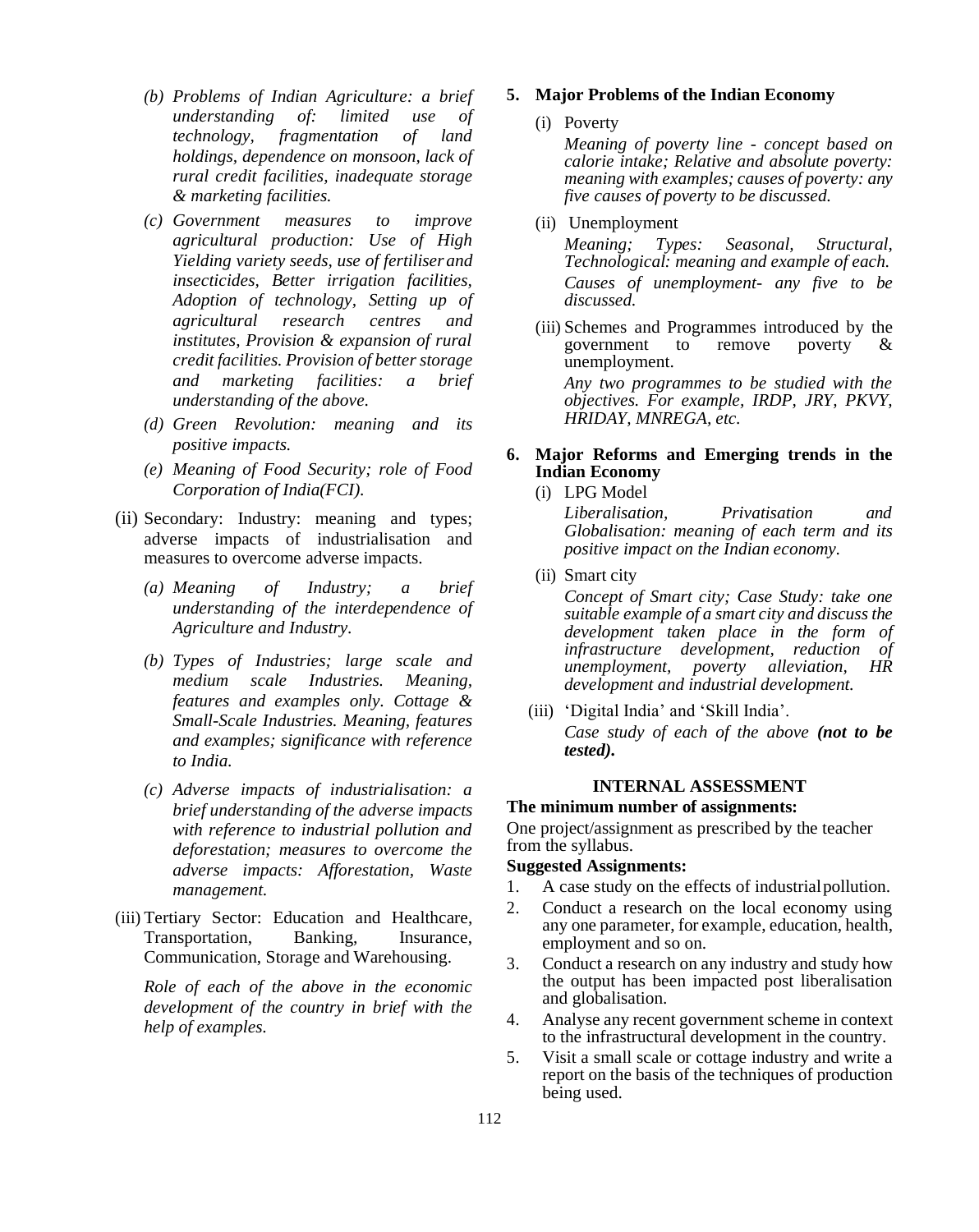(b) *Problems of Indian Agriculture: a brief understanding of: limited use of technology, fragmentation of land holdings, dependence on monsoon, lack of rural credit facilities, inadequate storage & marketing facilities.*

(c) *Government measures to improve agricultural production: Use of High Yielding variety seeds, use of fertiliser and insecticides, Better irrigation facilities, Adoption of technology, Setting up of agricultural research centres and institutes, Provision & expansion of rural credit facilities. Provision of better storage and marketing facilities: a brief understanding of the above.*

(d) *Green Revolution: meaning and its positive impacts.*

(e) *Meaning of Food Security; role of Food Corporation of India(FCI).*

(ii) Secondary: Industry: meaning and types; adverse impacts of industrialisation and measures to overcome adverse impacts.

(a) *Meaning of Industry; a brief understanding of the interdependence of Agriculture and Industry.*

(b) *Types of Industries; large scale and medium scale Industries. Meaning, features and examples only. Cottage & Small-Scale Industries. Meaning, features and examples; significance with reference to India.*

(c) *Adverse impacts of industrialisation: a brief understanding of the adverse impacts with reference to industrial pollution and deforestation; measures to overcome the adverse impacts: Afforestation, Waste management.*

(iii) Tertiary Sector: Education and Healthcare, Transportation, Banking, Insurance, Communication, Storage and Warehousing.

*Role of each of the above in the economic development of the country in brief with the help of examples.*

**5. Major Problems of the Indian Economy**

(i) Poverty

*Meaning of poverty line - concept based on calorie intake; Relative and absolute poverty: meaning with examples; causes of poverty: any five causes of poverty to be discussed.*

(ii) Unemployment

*Meaning; Types: Seasonal, Structural, Technological: meaning and example of each.*

*Causes of unemployment- any five to be discussed.*

(iii) Schemes and Programmes introduced by the government to remove poverty & unemployment.

*Any two programmes to be studied with the objectives. For example, IRDP, JRY, PKVY, HRIDAY, MNREGA, etc.*

**6. Major Reforms and Emerging trends in the Indian Economy**

(i) LPG Model

*Liberalisation, Privatisation and Globalisation: meaning of each term and its positive impact on the Indian economy.*

(ii) Smart city

*Concept of Smart city; Case Study: take one suitable example of a smart city and discuss the development taken place in the form of infrastructure development, reduction of unemployment, poverty alleviation, HR development and industrial development.*

(iii) 'Digital India' and 'Skill India'.

*Case study of each of the above* ***(not to be tested).***

## INTERNAL ASSESSMENT

**The minimum number of assignments:**

One project/assignment as prescribed by the teacher from the syllabus.

**Suggested Assignments:**

1. A case study on the effects of industrial pollution.
2. Conduct a research on the local economy using any one parameter, for example, education, health, employment and so on.
3. Conduct a research on any industry and study how the output has been impacted post liberalisation and globalisation.
4. Analyse any recent government scheme in context to the infrastructural development in the country.
5. Visit a small scale or cottage industry and write a report on the basis of the techniques of production being used.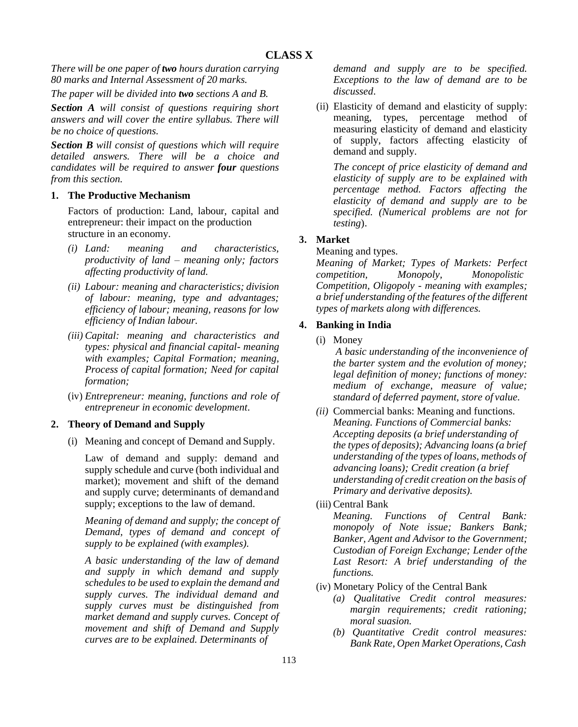## CLASS X

*There will be one paper of **two** hours duration carrying 80 marks and Internal Assessment of 20 marks.*

*The paper will be divided into **two** sections A and B.*

***Section A** will consist of questions requiring short answers and will cover the entire syllabus. There will be no choice of questions.*

***Section B** will consist of questions which will require detailed answers. There will be a choice and candidates will be required to answer **four** questions from this section.*

### 1. The Productive Mechanism

Factors of production: Land, labour, capital and entrepreneur: their impact on the production structure in an economy.

*(i) Land: meaning and characteristics, productivity of land – meaning only; factors affecting productivity of land.*

*(ii) Labour: meaning and characteristics; division of labour: meaning, type and advantages; efficiency of labour; meaning, reasons for low efficiency of Indian labour.*

*(iii) Capital: meaning and characteristics and types: physical and financial capital- meaning with examples; Capital Formation; meaning, Process of capital formation; Need for capital formation;*

(iv) *Entrepreneur: meaning, functions and role of entrepreneur in economic development*.

### 2. Theory of Demand and Supply

(i) Meaning and concept of Demand and Supply.

Law of demand and supply: demand and supply schedule and curve (both individual and market); movement and shift of the demand and supply curve; determinants of demand and supply; exceptions to the law of demand.

*Meaning of demand and supply; the concept of Demand, types of demand and concept of supply to be explained (with examples).*

*A basic understanding of the law of demand and supply in which demand and supply schedules to be used to explain the demand and supply curves. The individual demand and supply curves must be distinguished from market demand and supply curves. Concept of movement and shift of Demand and Supply curves are to be explained. Determinants of demand and supply are to be specified. Exceptions to the law of demand are to be discussed*.

(ii) Elasticity of demand and elasticity of supply: meaning, types, percentage method of measuring elasticity of demand and elasticity of supply, factors affecting elasticity of demand and supply.

*The concept of price elasticity of demand and elasticity of supply are to be explained with percentage method. Factors affecting the elasticity of demand and supply are to be specified. (Numerical problems are not for testing*).

### 3. Market

Meaning and types.

*Meaning of Market; Types of Markets: Perfect competition, Monopoly, Monopolistic Competition, Oligopoly - meaning with examples; a brief understanding of the features of the different types of markets along with differences.*

### 4. Banking in India

(i) Money

*A basic understanding of the inconvenience of the barter system and the evolution of money; legal definition of money; functions of money: medium of exchange, measure of value; standard of deferred payment, store of value.*

*(ii)* Commercial banks: Meaning and functions. *Meaning. Functions of Commercial banks: Accepting deposits (a brief understanding of the types of deposits); Advancing loans (a brief understanding of the types of loans, methods of advancing loans); Credit creation (a brief understanding of credit creation on the basis of Primary and derivative deposits).*

(iii) Central Bank

*Meaning. Functions of Central Bank: monopoly of Note issue; Bankers Bank; Banker, Agent and Advisor to the Government; Custodian of Foreign Exchange; Lender of the Last Resort: A brief understanding of the functions.*

(iv) Monetary Policy of the Central Bank

*(a) Qualitative Credit control measures: margin requirements; credit rationing; moral suasion.*

*(b) Quantitative Credit control measures: Bank Rate, Open Market Operations, Cash*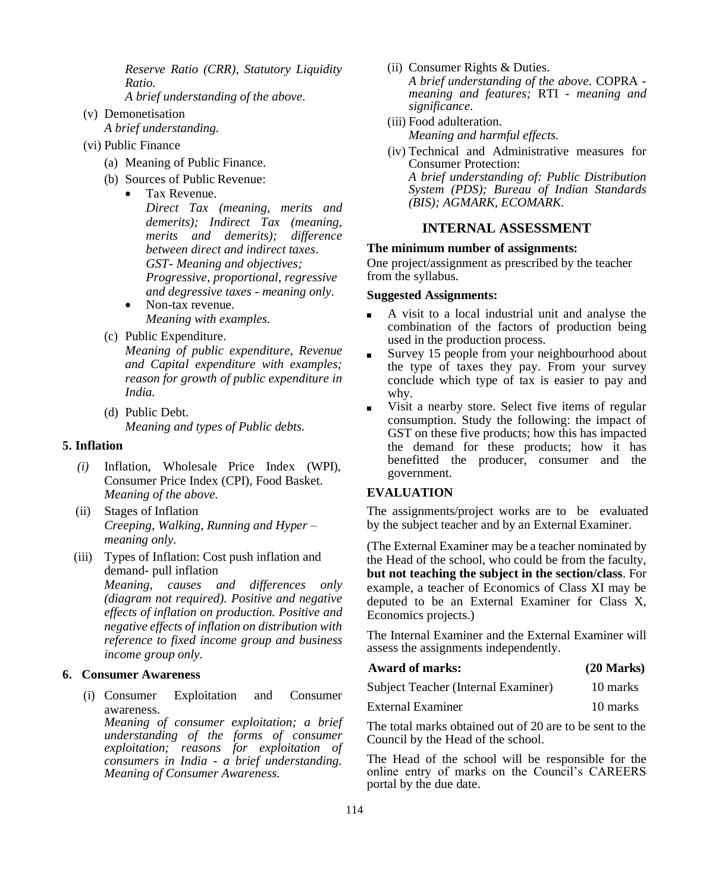*Reserve Ratio (CRR), Statutory Liquidity Ratio.*
*A brief understanding of the above.*

(v) Demonetisation
*A brief understanding.*

(vi) Public Finance

(a) Meaning of Public Finance.

(b) Sources of Public Revenue:

- Tax Revenue.
*Direct Tax (meaning, merits and demerits); Indirect Tax (meaning, merits and demerits); difference between direct and indirect taxes.*
*GST- Meaning and objectives;*
*Progressive, proportional, regressive and degressive taxes - meaning only.*
- Non-tax revenue.
*Meaning with examples.*

(c) Public Expenditure.
*Meaning of public expenditure, Revenue and Capital expenditure with examples; reason for growth of public expenditure in India.*

(d) Public Debt.
*Meaning and types of Public debts.*

**5. Inflation**

*(i)* Inflation, Wholesale Price Index (WPI), Consumer Price Index (CPI), Food Basket.
*Meaning of the above.*

(ii) Stages of Inflation
*Creeping, Walking, Running and Hyper – meaning only.*

(iii) Types of Inflation: Cost push inflation and demand- pull inflation
*Meaning, causes and differences only (diagram not required). Positive and negative effects of inflation on production. Positive and negative effects of inflation on distribution with reference to fixed income group and business income group only.*

**6. Consumer Awareness**

(i) Consumer Exploitation and Consumer awareness.
*Meaning of consumer exploitation; a brief understanding of the forms of consumer exploitation; reasons for exploitation of consumers in India - a brief understanding. Meaning of Consumer Awareness.*

(ii) Consumer Rights & Duties.
*A brief understanding of the above.* COPRA - *meaning and features;* RTI - *meaning and significance.*

(iii) Food adulteration.
*Meaning and harmful effects.*

(iv) Technical and Administrative measures for Consumer Protection:
*A brief understanding of: Public Distribution System (PDS); Bureau of Indian Standards (BIS); AGMARK, ECOMARK.*

## INTERNAL ASSESSMENT

**The minimum number of assignments:**

One project/assignment as prescribed by the teacher from the syllabus.

**Suggested Assignments:**

- A visit to a local industrial unit and analyse the combination of the factors of production being used in the production process.
- Survey 15 people from your neighbourhood about the type of taxes they pay. From your survey conclude which type of tax is easier to pay and why.
- Visit a nearby store. Select five items of regular consumption. Study the following: the impact of GST on these five products; how this has impacted the demand for these products; how it has benefitted the producer, consumer and the government.

**EVALUATION**

The assignments/project works are to be evaluated by the subject teacher and by an External Examiner.

(The External Examiner may be a teacher nominated by the Head of the school, who could be from the faculty, **but not teaching the subject in the section/class**. For example, a teacher of Economics of Class XI may be deputed to be an External Examiner for Class X, Economics projects.)

The Internal Examiner and the External Examiner will assess the assignments independently.

| **Award of marks:** | **(20 Marks)** |
|---|---|
| Subject Teacher (Internal Examiner) | 10 marks |
| External Examiner | 10 marks |

The total marks obtained out of 20 are to be sent to the Council by the Head of the school.

The Head of the school will be responsible for the online entry of marks on the Council's CAREERS portal by the due date.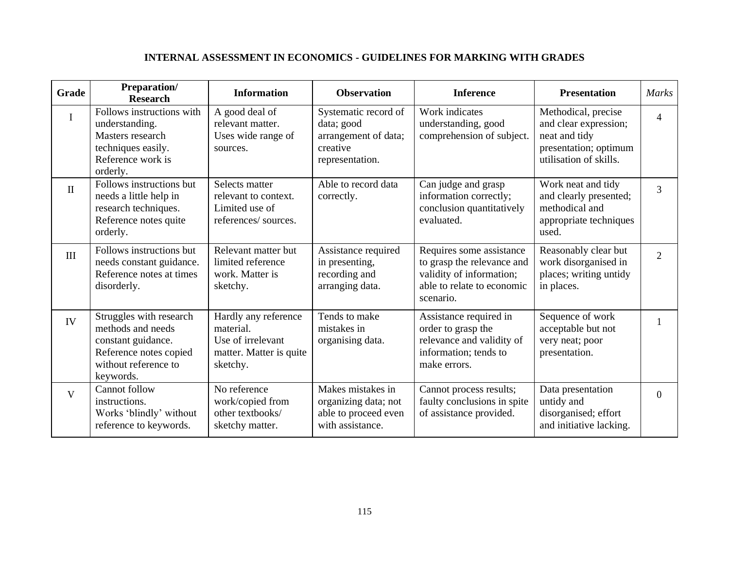## INTERNAL ASSESSMENT IN ECONOMICS - GUIDELINES FOR MARKING WITH GRADES

| Grade | Preparation/ Research | Information | Observation | Inference | Presentation | *Marks* |
|---|---|---|---|---|---|---|
| I | Follows instructions with understanding. Masters research techniques easily. Reference work is orderly. | A good deal of relevant matter. Uses wide range of sources. | Systematic record of data; good arrangement of data; creative representation. | Work indicates understanding, good comprehension of subject. | Methodical, precise and clear expression; neat and tidy presentation; optimum utilisation of skills. | 4 |
| II | Follows instructions but needs a little help in research techniques. Reference notes quite orderly. | Selects matter relevant to context. Limited use of references/ sources. | Able to record data correctly. | Can judge and grasp information correctly; conclusion quantitatively evaluated. | Work neat and tidy and clearly presented; methodical and appropriate techniques used. | 3 |
| III | Follows instructions but needs constant guidance. Reference notes at times disorderly. | Relevant matter but limited reference work. Matter is sketchy. | Assistance required in presenting, recording and arranging data. | Requires some assistance to grasp the relevance and validity of information; able to relate to economic scenario. | Reasonably clear but work disorganised in places; writing untidy in places. | 2 |
| IV | Struggles with research methods and needs constant guidance. Reference notes copied without reference to keywords. | Hardly any reference material. Use of irrelevant matter. Matter is quite sketchy. | Tends to make mistakes in organising data. | Assistance required in order to grasp the relevance and validity of information; tends to make errors. | Sequence of work acceptable but not very neat; poor presentation. | 1 |
| V | Cannot follow instructions. Works 'blindly' without reference to keywords. | No reference work/copied from other textbooks/ sketchy matter. | Makes mistakes in organizing data; not able to proceed even with assistance. | Cannot process results; faulty conclusions in spite of assistance provided. | Data presentation untidy and disorganised; effort and initiative lacking. | 0 |